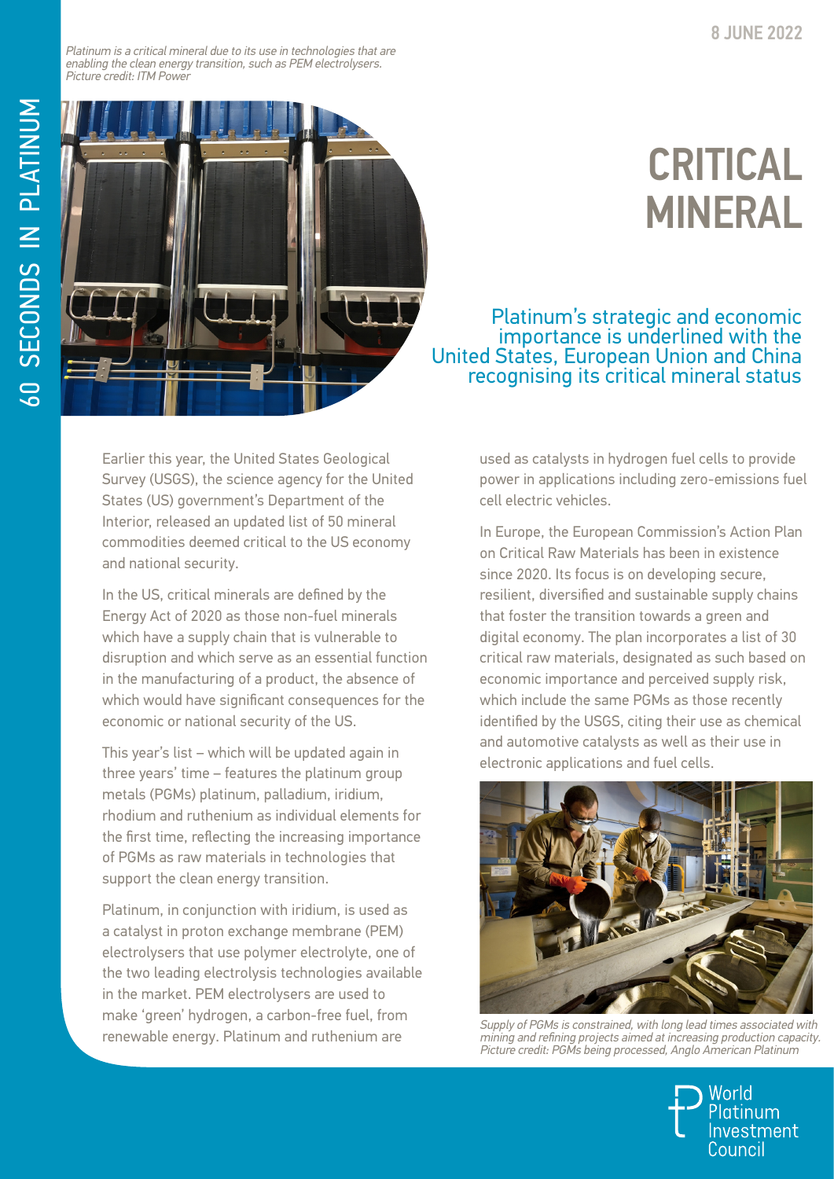8 JUNE 2022

*Platinum is a critical mineral due to its use in technologies that are enabling the clean energy transition, such as PEM electrolysers. Picture credit: ITM Power*

# CRITICAL MINERAL

## Platinum's strategic and economic importance is underlined with the United States, European Union and China recognising its critical mineral status

Earlier this year, the United States Geological Survey (USGS), the science agency for the United States (US) government's Department of the Interior, released an updated list of 50 mineral commodities deemed critical to the US economy and national security.

In the US, critical minerals are defined by the Energy Act of 2020 as those non-fuel minerals which have a supply chain that is vulnerable to disruption and which serve as an essential function in the manufacturing of a product, the absence of which would have significant consequences for the economic or national security of the US.

This year's list – which will be updated again in three years' time – features the platinum group metals (PGMs) platinum, palladium, iridium, rhodium and ruthenium as individual elements for the first time, reflecting the increasing importance of PGMs as raw materials in technologies that support the clean energy transition.

Platinum, in conjunction with iridium, is used as a catalyst in proton exchange membrane (PEM) electrolysers that use polymer electrolyte, one of the two leading electrolysis technologies available in the market. PEM electrolysers are used to make 'green' hydrogen, a carbon-free fuel, from renewable energy. Platinum and ruthenium are used as catalysts in hydrogen fuel cells to provide power in applications including zero-emissions fuel cell electric vehicles.

In Europe, the European Commission's Action Plan on Critical Raw Materials has been in existence since 2020. Its focus is on developing secure, resilient, diversified and sustainable supply chains that foster the transition towards a green and digital economy. The plan incorporates a list of 30 critical raw materials, designated as such based on economic importance and perceived supply risk, which include the same PGMs as those recently identified by the USGS, citing their use as chemical and automotive catalysts as well as their use in electronic applications and fuel cells.

*Supply of PGMs is constrained, with long lead times associated with mining and refining projects aimed at increasing production capacity. Picture credit: PGMs being processed, Anglo American Platinum*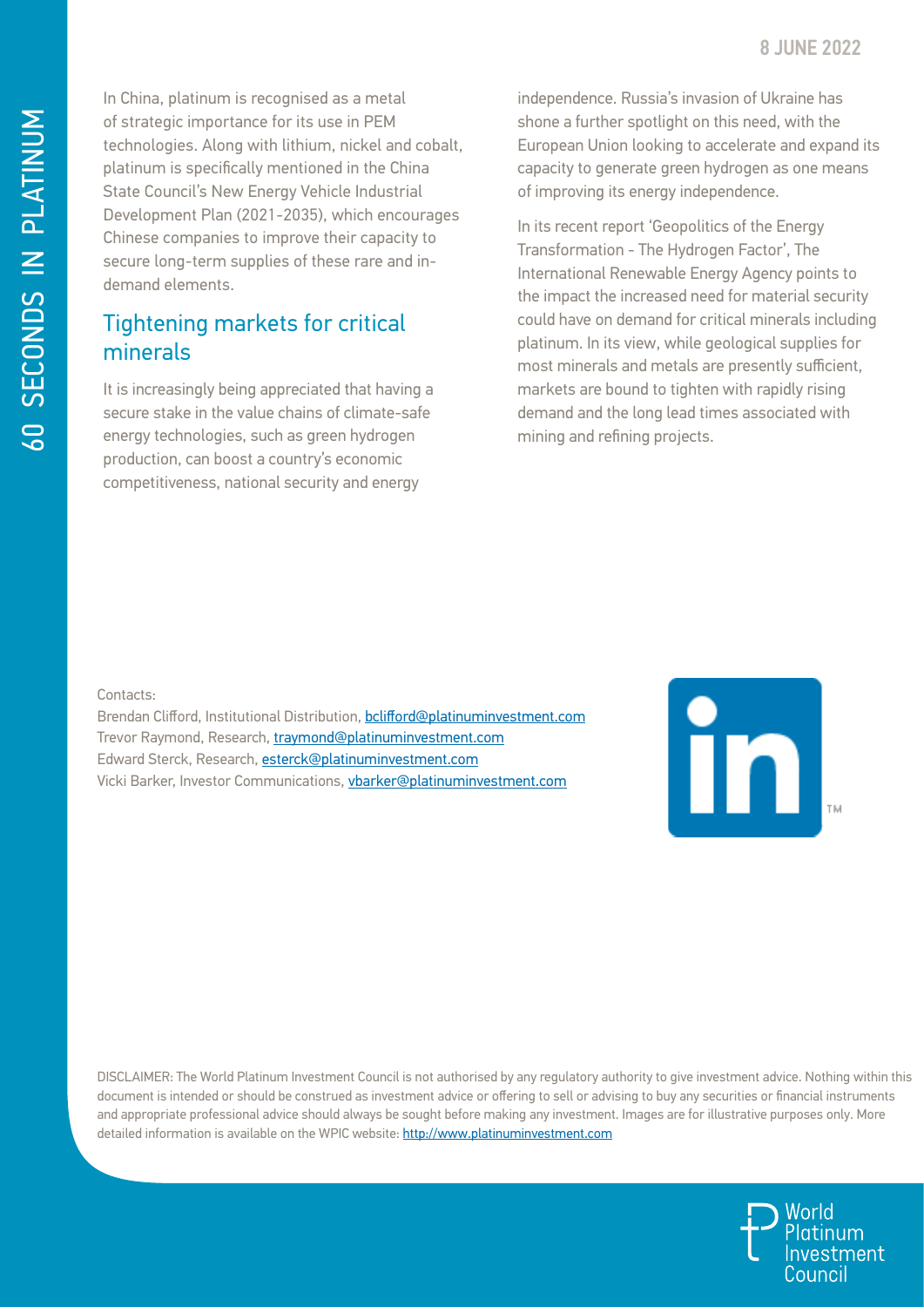In China, platinum is recognised as a metal of strategic importance for its use in PEM technologies. Along with lithium, nickel and cobalt, platinum is specifically mentioned in the China State Council's New Energy Vehicle Industrial Development Plan (2021-2035), which encourages Chinese companies to improve their capacity to secure long-term supplies of these rare and in-demand elements.

## Tightening markets for critical minerals

It is increasingly being appreciated that having a secure stake in the value chains of climate-safe energy technologies, such as green hydrogen production, can boost a country's economic competitiveness, national security and energy independence. Russia's invasion of Ukraine has shone a further spotlight on this need, with the European Union looking to accelerate and expand its capacity to generate green hydrogen as one means of improving its energy independence.

In its recent report 'Geopolitics of the Energy Transformation - The Hydrogen Factor', The International Renewable Energy Agency points to the impact the increased need for material security could have on demand for critical minerals including platinum. In its view, while geological supplies for most minerals and metals are presently sufficient, markets are bound to tighten with rapidly rising demand and the long lead times associated with mining and refining projects.

Contacts:
Brendan Clifford, Institutional Distribution, bclifford@platinuminvestment.com
Trevor Raymond, Research, traymond@platinuminvestment.com
Edward Sterck, Research, esterck@platinuminvestment.com
Vicki Barker, Investor Communications, vbarker@platinuminvestment.com

DISCLAIMER: The World Platinum Investment Council is not authorised by any regulatory authority to give investment advice. Nothing within this document is intended or should be construed as investment advice or offering to sell or advising to buy any securities or financial instruments and appropriate professional advice should always be sought before making any investment. Images are for illustrative purposes only. More detailed information is available on the WPIC website: http://www.platinuminvestment.com